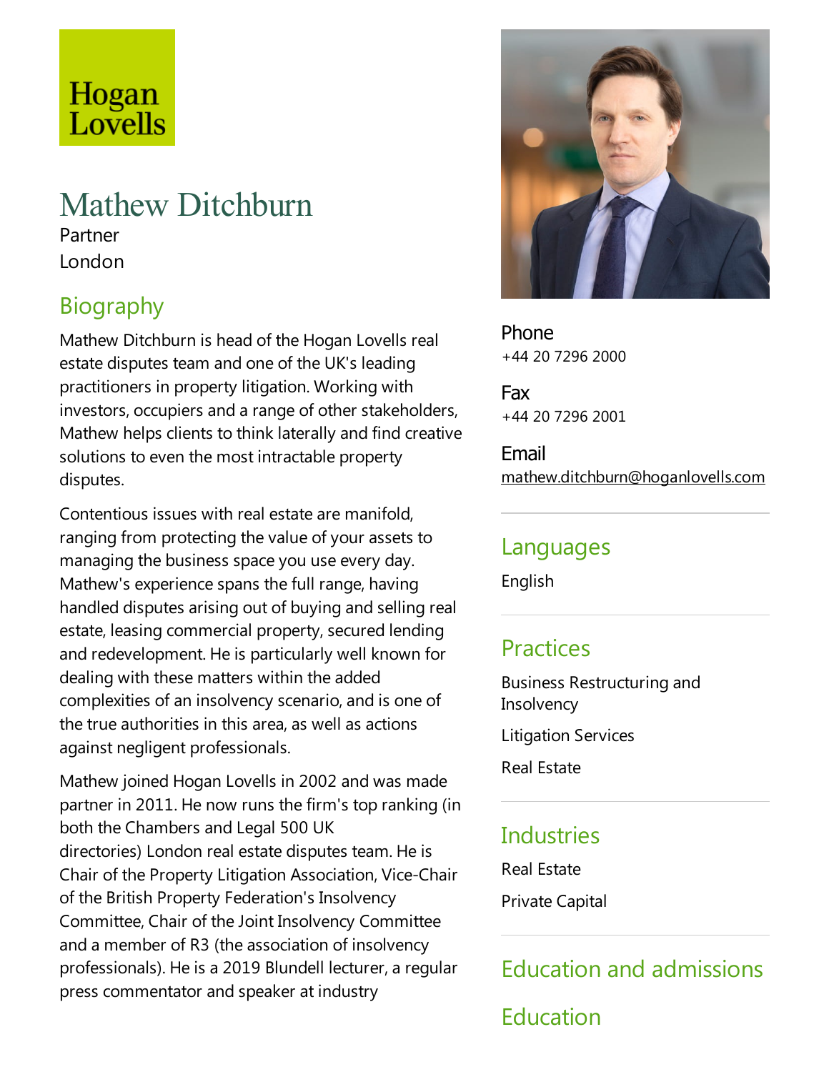Hogan Lovells

# Mathew Ditchburn

Partner

London

## Biography

Mathew Ditchburn is head of the Hogan Lovells real estate disputes team and one of the UK's leading practitioners in property litigation. Working with investors, occupiers and a range of other stakeholders, Mathew helps clients to think laterally and find creative solutions to even the most intractable property disputes.

Contentious issues with real estate are manifold, ranging from protecting the value of your assets to managing the business space you use every day. Mathew's experience spans the full range, having handled disputes arising out of buying and selling real estate, leasing commercial property, secured lending and redevelopment. He is particularly well known for dealing with these matters within the added complexities of an insolvency scenario, and is one of the true authorities in this area, as well as actions against negligent professionals.

Mathew joined Hogan Lovells in 2002 and was made partner in 2011. He now runs the firm's top ranking (in both the Chambers and Legal 500 UK directories) London real estate disputes team. He is Chair of the Property Litigation Association, Vice-Chair of the British Property Federation's Insolvency Committee, Chair of the Joint Insolvency Committee and a member of R3 (the association of insolvency professionals). He is a 2019 Blundell lecturer, a regular press commentator and speaker at industry

Phone
+44 20 7296 2000

Fax
+44 20 7296 2001

Email
mathew.ditchburn@hoganlovells.com

## Languages

English

## Practices

Business Restructuring and Insolvency

Litigation Services

Real Estate

## Industries

Real Estate

Private Capital

## Education and admissions

## Education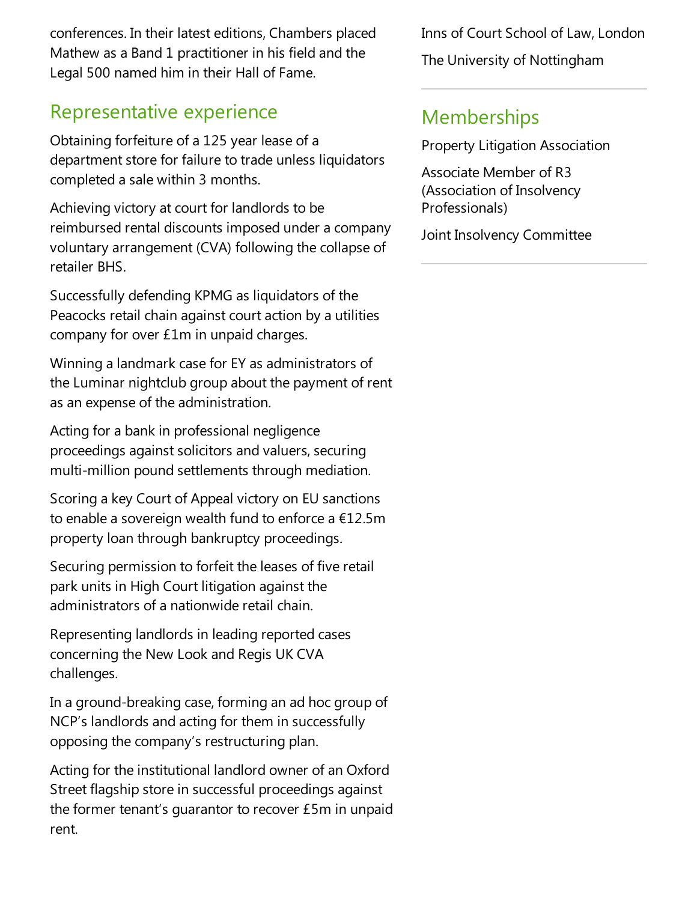conferences. In their latest editions, Chambers placed Mathew as a Band 1 practitioner in his field and the Legal 500 named him in their Hall of Fame.

## Representative experience

Obtaining forfeiture of a 125 year lease of a department store for failure to trade unless liquidators completed a sale within 3 months.

Achieving victory at court for landlords to be reimbursed rental discounts imposed under a company voluntary arrangement (CVA) following the collapse of retailer BHS.

Successfully defending KPMG as liquidators of the Peacocks retail chain against court action by a utilities company for over £1m in unpaid charges.

Winning a landmark case for EY as administrators of the Luminar nightclub group about the payment of rent as an expense of the administration.

Acting for a bank in professional negligence proceedings against solicitors and valuers, securing multi-million pound settlements through mediation.

Scoring a key Court of Appeal victory on EU sanctions to enable a sovereign wealth fund to enforce a €12.5m property loan through bankruptcy proceedings.

Securing permission to forfeit the leases of five retail park units in High Court litigation against the administrators of a nationwide retail chain.

Representing landlords in leading reported cases concerning the New Look and Regis UK CVA challenges.

In a ground-breaking case, forming an ad hoc group of NCP's landlords and acting for them in successfully opposing the company's restructuring plan.

Acting for the institutional landlord owner of an Oxford Street flagship store in successful proceedings against the former tenant's guarantor to recover £5m in unpaid rent.

Inns of Court School of Law, London

The University of Nottingham

## Memberships

Property Litigation Association

Associate Member of R3 (Association of Insolvency Professionals)

Joint Insolvency Committee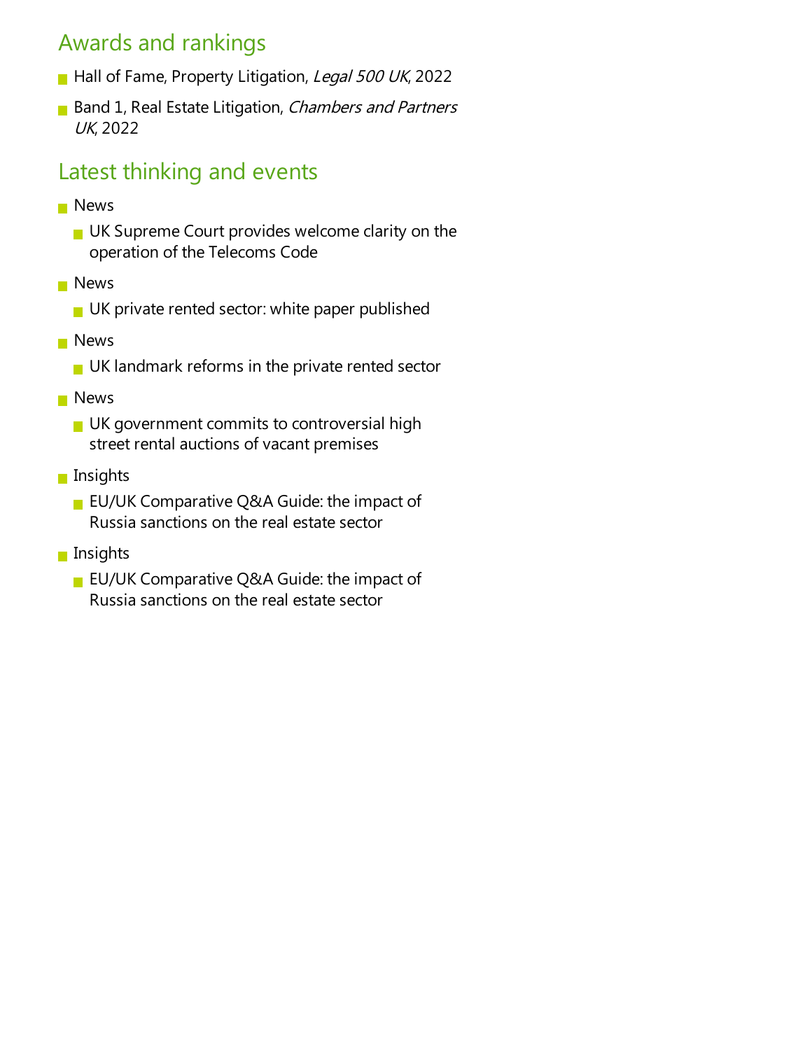## Awards and rankings

- Hall of Fame, Property Litigation, *Legal 500 UK*, 2022
- Band 1, Real Estate Litigation, *Chambers and Partners UK*, 2022

## Latest thinking and events

- News
  - UK Supreme Court provides welcome clarity on the operation of the Telecoms Code
- News
  - UK private rented sector: white paper published
- News
  - UK landmark reforms in the private rented sector
- News
  - UK government commits to controversial high street rental auctions of vacant premises
- Insights
  - EU/UK Comparative Q&A Guide: the impact of Russia sanctions on the real estate sector
- Insights
  - EU/UK Comparative Q&A Guide: the impact of Russia sanctions on the real estate sector